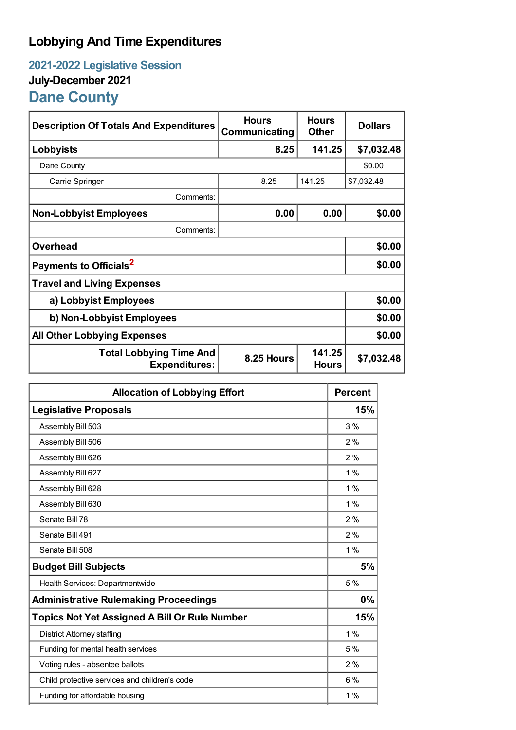# Lobbying And Time Expenditures

## 2021-2022 Legislative Session

### July-December 2021

## Dane County

| Description Of Totals And Expenditures | Hours Communicating | Hours Other | Dollars |
|---|---|---|---|
| **Lobbyists** | **8.25** | **141.25** | **$7,032.48** |
| Dane County | | | $0.00 |
| Carrie Springer | 8.25 | 141.25 | $7,032.48 |
| Comments: | | | |
| **Non-Lobbyist Employees** | **0.00** | **0.00** | **$0.00** |
| Comments: | | | |
| **Overhead** | | | **$0.00** |
| **Payments to Officials**[2] | | | **$0.00** |
| **Travel and Living Expenses** | | | |
| **a) Lobbyist Employees** | | | **$0.00** |
| **b) Non-Lobbyist Employees** | | | **$0.00** |
| **All Other Lobbying Expenses** | | | **$0.00** |
| **Total Lobbying Time And Expenditures:** | **8.25 Hours** | **141.25 Hours** | **$7,032.48** |

| Allocation of Lobbying Effort | Percent |
|---|---|
| **Legislative Proposals** | **15%** |
| Assembly Bill 503 | 3 % |
| Assembly Bill 506 | 2 % |
| Assembly Bill 626 | 2 % |
| Assembly Bill 627 | 1 % |
| Assembly Bill 628 | 1 % |
| Assembly Bill 630 | 1 % |
| Senate Bill 78 | 2 % |
| Senate Bill 491 | 2 % |
| Senate Bill 508 | 1 % |
| **Budget Bill Subjects** | **5%** |
| Health Services: Departmentwide | 5 % |
| **Administrative Rulemaking Proceedings** | **0%** |
| **Topics Not Yet Assigned A Bill Or Rule Number** | **15%** |
| District Attorney staffing | 1 % |
| Funding for mental health services | 5 % |
| Voting rules - absentee ballots | 2 % |
| Child protective services and children's code | 6 % |
| Funding for affordable housing | 1 % |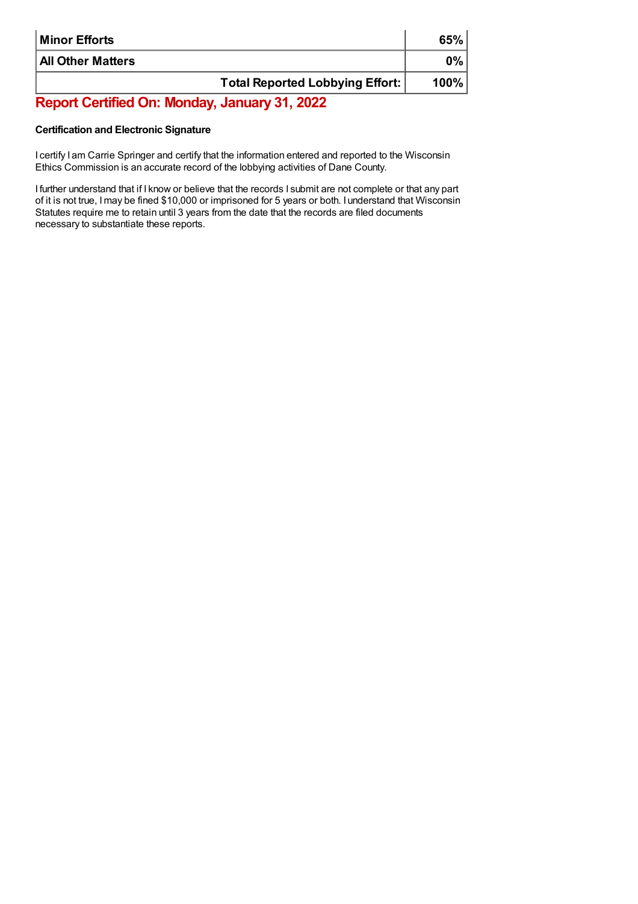| | |
|---|---|
| **Minor Efforts** | **65%** |
| **All Other Matters** | **0%** |
| **Total Reported Lobbying Effort:** | **100%** |

## Report Certified On: Monday, January 31, 2022

**Certification and Electronic Signature**

I certify I am Carrie Springer and certify that the information entered and reported to the Wisconsin Ethics Commission is an accurate record of the lobbying activities of Dane County.

I further understand that if I know or believe that the records I submit are not complete or that any part of it is not true, I may be fined $10,000 or imprisoned for 5 years or both. I understand that Wisconsin Statutes require me to retain until 3 years from the date that the records are filed documents necessary to substantiate these reports.